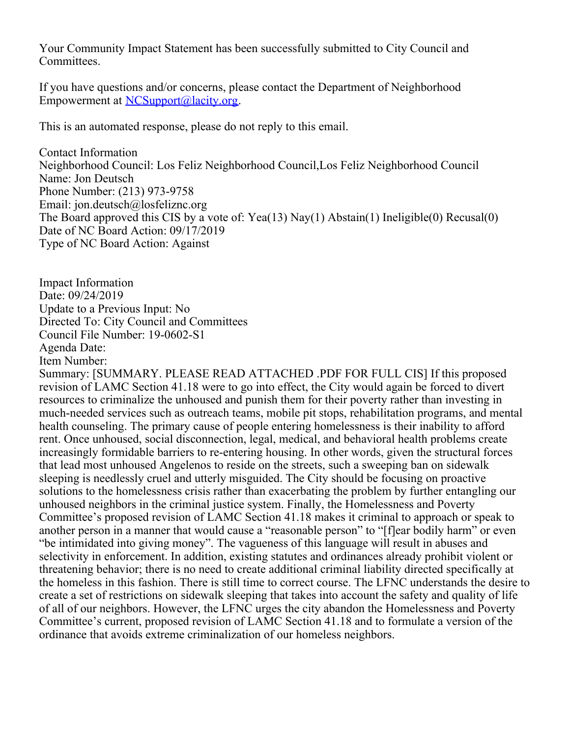Your Community Impact Statement has been successfully submitted to City Council and Committees.

If you have questions and/or concerns, please contact the Department of Neighborhood Empowerment at NCSupport@lacity.org.

This is an automated response, please do not reply to this email.

Contact Information
Neighborhood Council: Los Feliz Neighborhood Council,Los Feliz Neighborhood Council
Name: Jon Deutsch
Phone Number: (213) 973-9758
Email: jon.deutsch@losfeliznc.org
The Board approved this CIS by a vote of: Yea(13) Nay(1) Abstain(1) Ineligible(0) Recusal(0)
Date of NC Board Action: 09/17/2019
Type of NC Board Action: Against

Impact Information
Date: 09/24/2019
Update to a Previous Input: No
Directed To: City Council and Committees
Council File Number: 19-0602-S1
Agenda Date:
Item Number:
Summary: [SUMMARY. PLEASE READ ATTACHED .PDF FOR FULL CIS] If this proposed revision of LAMC Section 41.18 were to go into effect, the City would again be forced to divert resources to criminalize the unhoused and punish them for their poverty rather than investing in much-needed services such as outreach teams, mobile pit stops, rehabilitation programs, and mental health counseling. The primary cause of people entering homelessness is their inability to afford rent. Once unhoused, social disconnection, legal, medical, and behavioral health problems create increasingly formidable barriers to re-entering housing. In other words, given the structural forces that lead most unhoused Angelenos to reside on the streets, such a sweeping ban on sidewalk sleeping is needlessly cruel and utterly misguided. The City should be focusing on proactive solutions to the homelessness crisis rather than exacerbating the problem by further entangling our unhoused neighbors in the criminal justice system. Finally, the Homelessness and Poverty Committee's proposed revision of LAMC Section 41.18 makes it criminal to approach or speak to another person in a manner that would cause a "reasonable person" to "[f]ear bodily harm" or even "be intimidated into giving money". The vagueness of this language will result in abuses and selectivity in enforcement. In addition, existing statutes and ordinances already prohibit violent or threatening behavior; there is no need to create additional criminal liability directed specifically at the homeless in this fashion. There is still time to correct course. The LFNC understands the desire to create a set of restrictions on sidewalk sleeping that takes into account the safety and quality of life of all of our neighbors. However, the LFNC urges the city abandon the Homelessness and Poverty Committee's current, proposed revision of LAMC Section 41.18 and to formulate a version of the ordinance that avoids extreme criminalization of our homeless neighbors.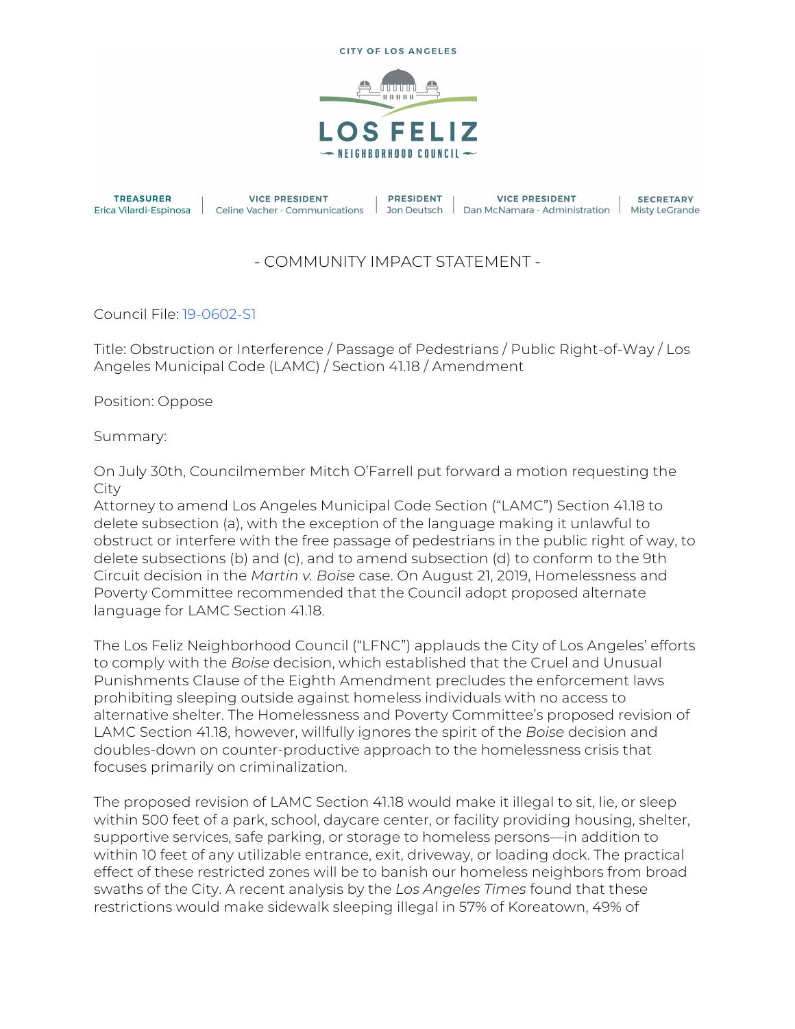CITY OF LOS ANGELES

# LOS FELIZ NEIGHBORHOOD COUNCIL

| TREASURER | VICE PRESIDENT | PRESIDENT | VICE PRESIDENT | SECRETARY |
| --- | --- | --- | --- | --- |
| Erica Vilardi-Espinosa | Celine Vacher - Communications | Jon Deutsch | Dan McNamara - Administration | Misty LeGrande |

## - COMMUNITY IMPACT STATEMENT -

Council File: 19-0602-S1

Title: Obstruction or Interference / Passage of Pedestrians / Public Right-of-Way / Los Angeles Municipal Code (LAMC) / Section 41.18 / Amendment

Position: Oppose

Summary:

On July 30th, Councilmember Mitch O'Farrell put forward a motion requesting the City Attorney to amend Los Angeles Municipal Code Section ("LAMC") Section 41.18 to delete subsection (a), with the exception of the language making it unlawful to obstruct or interfere with the free passage of pedestrians in the public right of way, to delete subsections (b) and (c), and to amend subsection (d) to conform to the 9th Circuit decision in the *Martin v. Boise* case. On August 21, 2019, Homelessness and Poverty Committee recommended that the Council adopt proposed alternate language for LAMC Section 41.18.

The Los Feliz Neighborhood Council ("LFNC") applauds the City of Los Angeles' efforts to comply with the *Boise* decision, which established that the Cruel and Unusual Punishments Clause of the Eighth Amendment precludes the enforcement laws prohibiting sleeping outside against homeless individuals with no access to alternative shelter. The Homelessness and Poverty Committee's proposed revision of LAMC Section 41.18, however, willfully ignores the spirit of the *Boise* decision and doubles-down on counter-productive approach to the homelessness crisis that focuses primarily on criminalization.

The proposed revision of LAMC Section 41.18 would make it illegal to sit, lie, or sleep within 500 feet of a park, school, daycare center, or facility providing housing, shelter, supportive services, safe parking, or storage to homeless persons—in addition to within 10 feet of any utilizable entrance, exit, driveway, or loading dock. The practical effect of these restricted zones will be to banish our homeless neighbors from broad swaths of the City. A recent analysis by the *Los Angeles Times* found that these restrictions would make sidewalk sleeping illegal in 57% of Koreatown, 49% of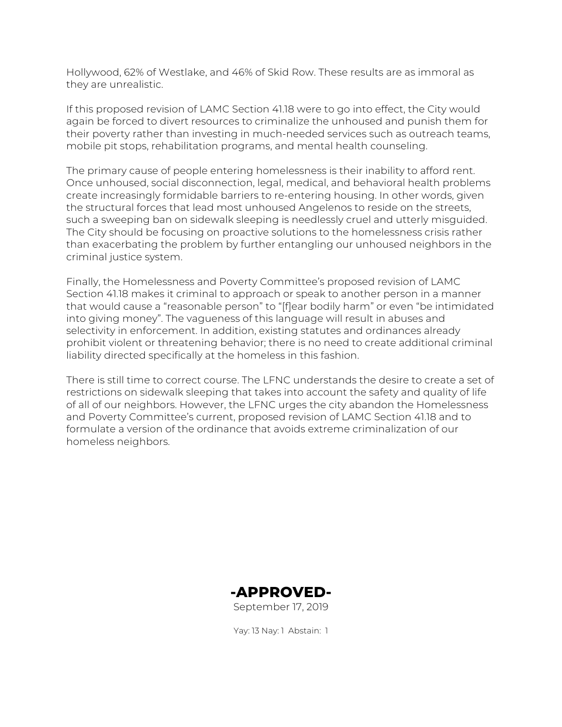Hollywood, 62% of Westlake, and 46% of Skid Row. These results are as immoral as they are unrealistic.

If this proposed revision of LAMC Section 41.18 were to go into effect, the City would again be forced to divert resources to criminalize the unhoused and punish them for their poverty rather than investing in much-needed services such as outreach teams, mobile pit stops, rehabilitation programs, and mental health counseling.

The primary cause of people entering homelessness is their inability to afford rent. Once unhoused, social disconnection, legal, medical, and behavioral health problems create increasingly formidable barriers to re-entering housing. In other words, given the structural forces that lead most unhoused Angelenos to reside on the streets, such a sweeping ban on sidewalk sleeping is needlessly cruel and utterly misguided. The City should be focusing on proactive solutions to the homelessness crisis rather than exacerbating the problem by further entangling our unhoused neighbors in the criminal justice system.

Finally, the Homelessness and Poverty Committee's proposed revision of LAMC Section 41.18 makes it criminal to approach or speak to another person in a manner that would cause a "reasonable person" to "[f]ear bodily harm" or even "be intimidated into giving money". The vagueness of this language will result in abuses and selectivity in enforcement. In addition, existing statutes and ordinances already prohibit violent or threatening behavior; there is no need to create additional criminal liability directed specifically at the homeless in this fashion.

There is still time to correct course. The LFNC understands the desire to create a set of restrictions on sidewalk sleeping that takes into account the safety and quality of life of all of our neighbors. However, the LFNC urges the city abandon the Homelessness and Poverty Committee's current, proposed revision of LAMC Section 41.18 and to formulate a version of the ordinance that avoids extreme criminalization of our homeless neighbors.

**-APPROVED-**

September 17, 2019

Yay: 13 Nay: 1 Abstain: 1